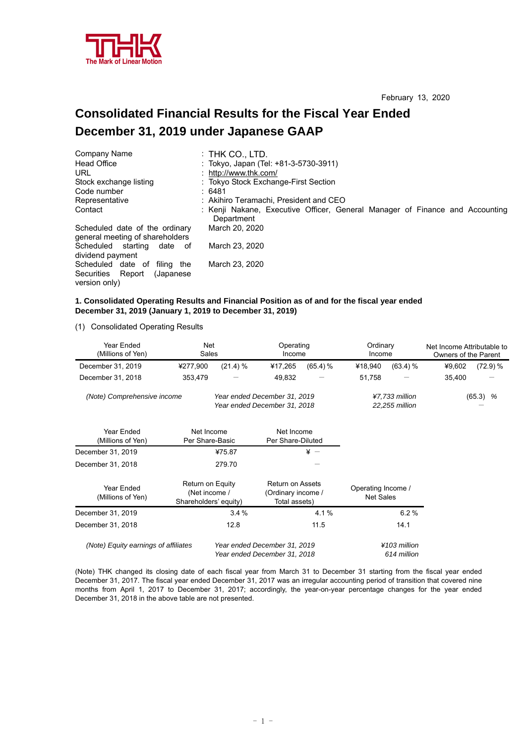February 13, 2020

# Consolidated Financial Results for the Fiscal Year Ended December 31, 2019 under Japanese GAAP

| | |
|---|---|
| Company Name | : THK CO., LTD. |
| Head Office | : Tokyo, Japan (Tel: +81-3-5730-3911) |
| URL | : http://www.thk.com/ |
| Stock exchange listing | : Tokyo Stock Exchange-First Section |
| Code number | : 6481 |
| Representative | : Akihiro Teramachi, President and CEO |
| Contact | : Kenji Nakane, Executive Officer, General Manager of Finance and Accounting Department |
| Scheduled date of the ordinary general meeting of shareholders | March 20, 2020 |
| Scheduled starting date of dividend payment | March 23, 2020 |
| Scheduled date of filing the Securities Report (Japanese version only) | March 23, 2020 |

**1. Consolidated Operating Results and Financial Position as of and for the fiscal year ended December 31, 2019 (January 1, 2019 to December 31, 2019)**

(1) Consolidated Operating Results

| Year Ended (Millions of Yen) | Net Sales | | Operating Income | | Ordinary Income | | Net Income Attributable to Owners of the Parent | |
|---|---|---|---|---|---|---|---|---|
| December 31, 2019 | ¥277,900 | (21.4) % | ¥17,265 | (65.4) % | ¥18,940 | (63.4) % | ¥9,602 | (72.9) % |
| December 31, 2018 | 353,479 | — | 49,832 | — | 51,758 | — | 35,400 | — |

*(Note) Comprehensive income*

| | | |
|---|---|---|
| *Year ended December 31, 2019* | *¥7,733 million* | (65.3) *%* |
| *Year ended December 31, 2018* | *22,255 million* | — |

| Year Ended (Millions of Yen) | Net Income Per Share-Basic | Net Income Per Share-Diluted |
|---|---|---|
| December 31, 2019 | ¥75.87 | ¥ — |
| December 31, 2018 | 279.70 | — |

| Year Ended (Millions of Yen) | Return on Equity (Net income / Shareholders' equity) | Return on Assets (Ordinary income / Total assets) | Operating Income / Net Sales |
|---|---|---|---|
| December 31, 2019 | 3.4 % | 4.1 % | 6.2 % |
| December 31, 2018 | 12.8 | 11.5 | 14.1 |

*(Note) Equity earnings of affiliates*

| | |
|---|---|
| *Year ended December 31, 2019* | *¥103 million* |
| *Year ended December 31, 2018* | *614 million* |

(Note) THK changed its closing date of each fiscal year from March 31 to December 31 starting from the fiscal year ended December 31, 2017. The fiscal year ended December 31, 2017 was an irregular accounting period of transition that covered nine months from April 1, 2017 to December 31, 2017; accordingly, the year-on-year percentage changes for the year ended December 31, 2018 in the above table are not presented.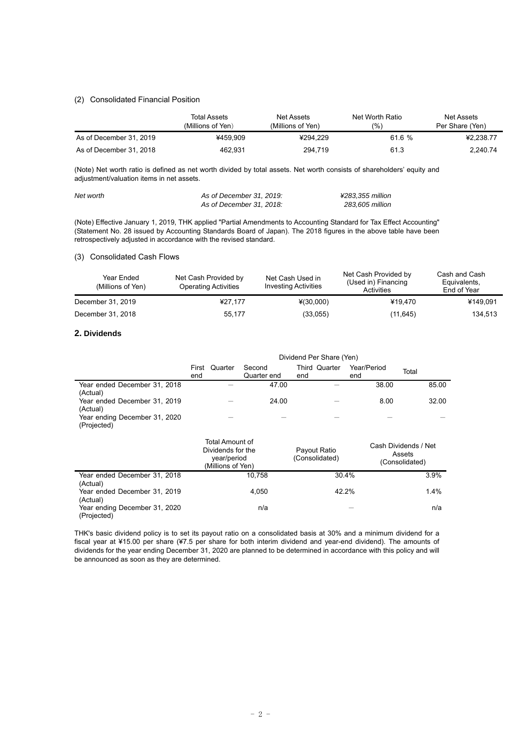(2) Consolidated Financial Position

| | Total Assets (Millions of Yen) | Net Assets (Millions of Yen) | Net Worth Ratio (%) | Net Assets Per Share (Yen) |
|---|---|---|---|---|
| As of December 31, 2019 | ¥459,909 | ¥294,229 | 61.6 % | ¥2,238.77 |
| As of December 31, 2018 | 462,931 | 294,719 | 61.3 | 2,240.74 |

(Note) Net worth ratio is defined as net worth divided by total assets. Net worth consists of shareholders' equity and adjustment/valuation items in net assets.

| | | |
|---|---|---|
| *Net worth* | *As of December 31, 2019:* | *¥283,355 million* |
| | *As of December 31, 2018:* | *283,605 million* |

(Note) Effective January 1, 2019, THK applied "Partial Amendments to Accounting Standard for Tax Effect Accounting" (Statement No. 28 issued by Accounting Standards Board of Japan). The 2018 figures in the above table have been retrospectively adjusted in accordance with the revised standard.

(3) Consolidated Cash Flows

| Year Ended (Millions of Yen) | Net Cash Provided by Operating Activities | Net Cash Used in Investing Activities | Net Cash Provided by (Used in) Financing Activities | Cash and Cash Equivalents, End of Year |
|---|---|---|---|---|
| December 31, 2019 | ¥27,177 | ¥(30,000) | ¥19,470 | ¥149,091 |
| December 31, 2018 | 55,177 | (33,055) | (11,645) | 134,513 |

## 2. Dividends

| | Dividend Per Share (Yen) | | | | |
|---|---|---|---|---|---|
| | First Quarter end | Second Quarter end | Third Quarter end | Year/Period end | Total |
| Year ended December 31, 2018 (Actual) | — | 47.00 | — | 38.00 | 85.00 |
| Year ended December 31, 2019 (Actual) | — | 24.00 | — | 8.00 | 32.00 |
| Year ending December 31, 2020 (Projected) | — | — | — | — | — |

| | Total Amount of Dividends for the year/period (Millions of Yen) | Payout Ratio (Consolidated) | Cash Dividends / Net Assets (Consolidated) |
|---|---|---|---|
| Year ended December 31, 2018 (Actual) | 10,758 | 30.4% | 3.9% |
| Year ended December 31, 2019 (Actual) | 4,050 | 42.2% | 1.4% |
| Year ending December 31, 2020 (Projected) | n/a | — | n/a |

THK's basic dividend policy is to set its payout ratio on a consolidated basis at 30% and a minimum dividend for a fiscal year at ¥15.00 per share (¥7.5 per share for both interim dividend and year-end dividend). The amounts of dividends for the year ending December 31, 2020 are planned to be determined in accordance with this policy and will be announced as soon as they are determined.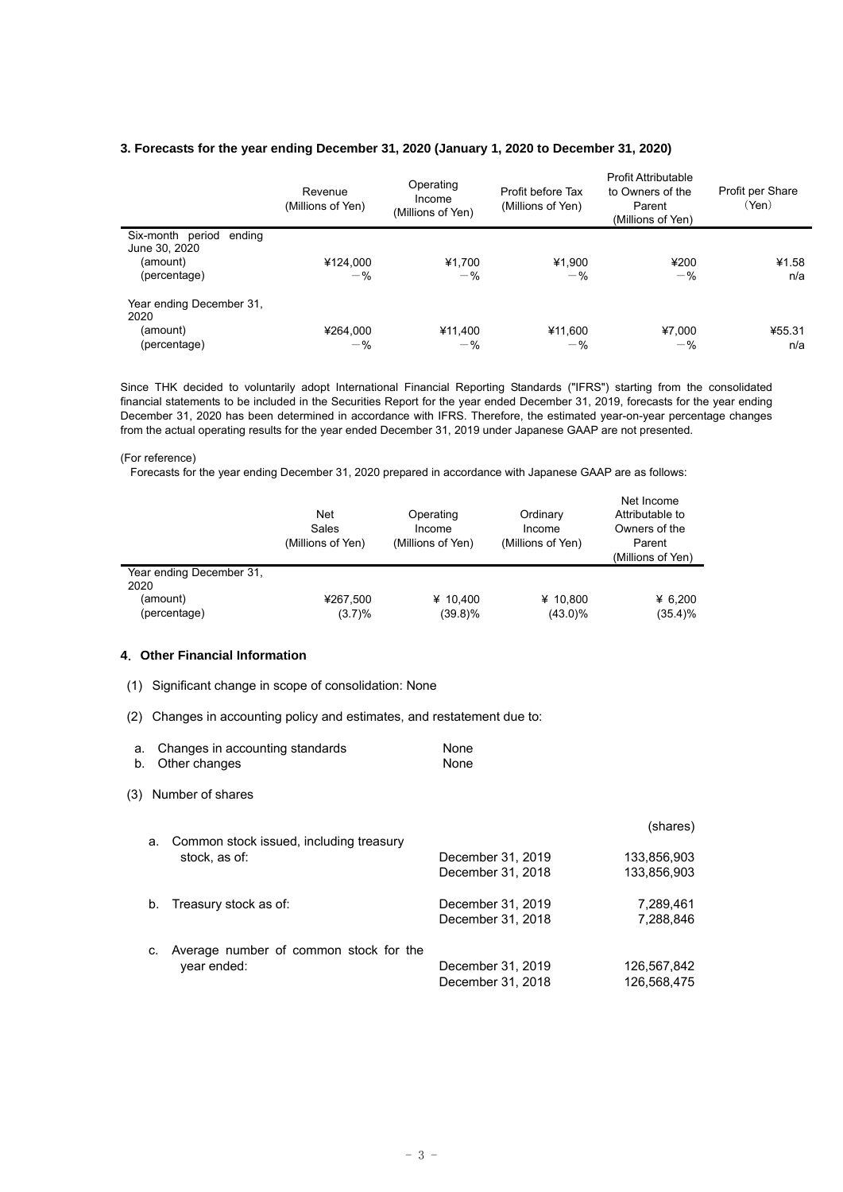**3. Forecasts for the year ending December 31, 2020 (January 1, 2020 to December 31, 2020)**

| | Revenue (Millions of Yen) | Operating Income (Millions of Yen) | Profit before Tax (Millions of Yen) | Profit Attributable to Owners of the Parent (Millions of Yen) | Profit per Share (Yen) |
|---|---|---|---|---|---|
| Six-month period ending June 30, 2020 | | | | | |
| (amount) | ¥124,000 | ¥1,700 | ¥1,900 | ¥200 | ¥1.58 |
| (percentage) | －% | －% | －% | －% | n/a |
| Year ending December 31, 2020 | | | | | |
| (amount) | ¥264,000 | ¥11,400 | ¥11,600 | ¥7,000 | ¥55.31 |
| (percentage) | －% | －% | －% | －% | n/a |

Since THK decided to voluntarily adopt International Financial Reporting Standards ("IFRS") starting from the consolidated financial statements to be included in the Securities Report for the year ended December 31, 2019, forecasts for the year ending December 31, 2020 has been determined in accordance with IFRS. Therefore, the estimated year-on-year percentage changes from the actual operating results for the year ended December 31, 2019 under Japanese GAAP are not presented.

(For reference)

Forecasts for the year ending December 31, 2020 prepared in accordance with Japanese GAAP are as follows:

| | Net Sales (Millions of Yen) | Operating Income (Millions of Yen) | Ordinary Income (Millions of Yen) | Net Income Attributable to Owners of the Parent (Millions of Yen) |
|---|---|---|---|---|
| Year ending December 31, 2020 | | | | |
| (amount) | ¥267,500 | ¥ 10,400 | ¥ 10,800 | ¥ 6,200 |
| (percentage) | (3.7)% | (39.8)% | (43.0)% | (35.4)% |

**4. Other Financial Information**

(1) Significant change in scope of consolidation: None

(2) Changes in accounting policy and estimates, and restatement due to:

| | |
|---|---|
| a. Changes in accounting standards | None |
| b. Other changes | None |

(3) Number of shares

| | | (shares) |
|---|---|---|
| a. Common stock issued, including treasury stock, as of: | December 31, 2019 | 133,856,903 |
| | December 31, 2018 | 133,856,903 |
| b. Treasury stock as of: | December 31, 2019 | 7,289,461 |
| | December 31, 2018 | 7,288,846 |
| c. Average number of common stock for the year ended: | December 31, 2019 | 126,567,842 |
| | December 31, 2018 | 126,568,475 |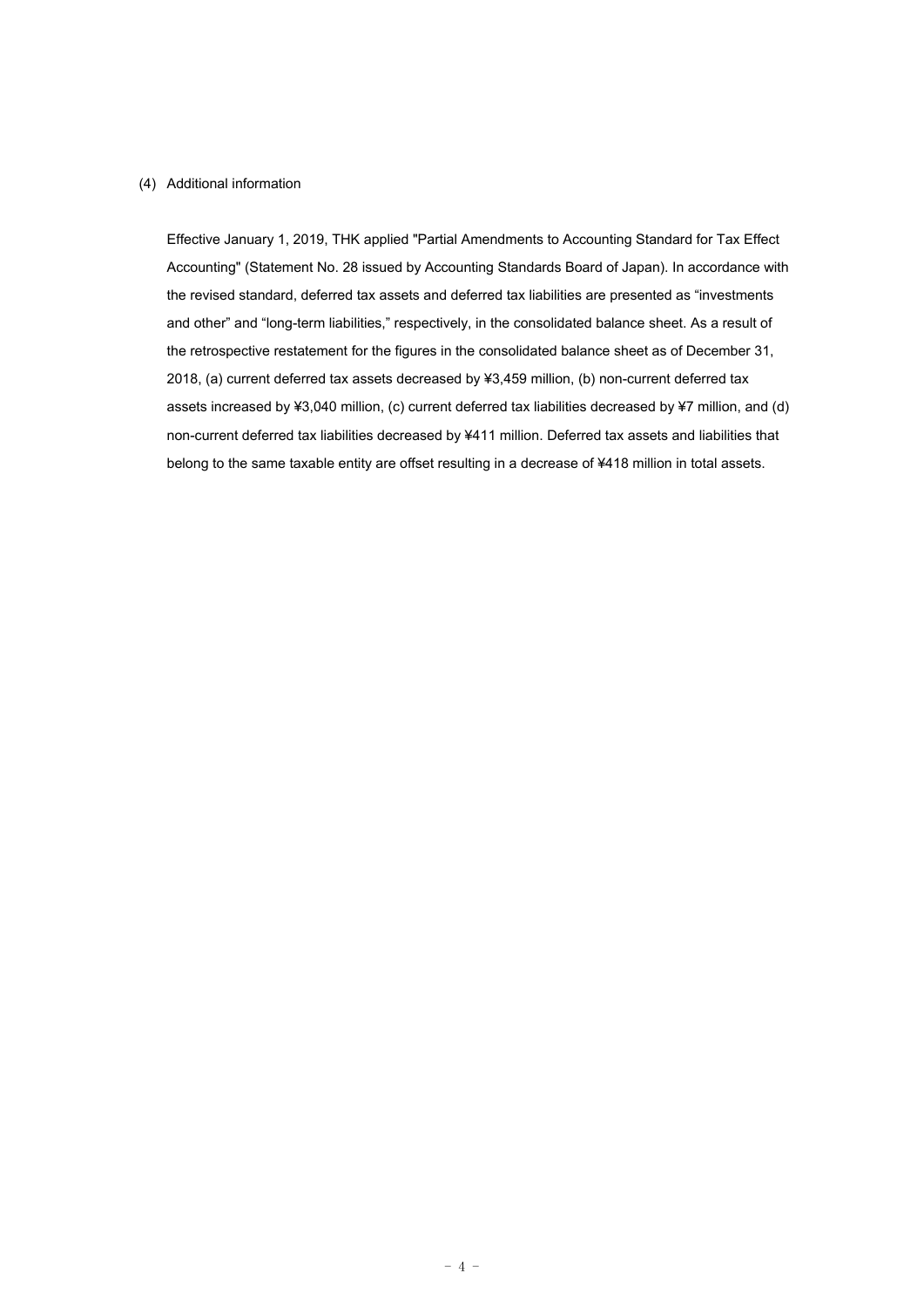## (4) Additional information

Effective January 1, 2019, THK applied "Partial Amendments to Accounting Standard for Tax Effect Accounting" (Statement No. 28 issued by Accounting Standards Board of Japan). In accordance with the revised standard, deferred tax assets and deferred tax liabilities are presented as “investments and other” and “long-term liabilities,” respectively, in the consolidated balance sheet. As a result of the retrospective restatement for the figures in the consolidated balance sheet as of December 31, 2018, (a) current deferred tax assets decreased by ¥3,459 million, (b) non-current deferred tax assets increased by ¥3,040 million, (c) current deferred tax liabilities decreased by ¥7 million, and (d) non-current deferred tax liabilities decreased by ¥411 million. Deferred tax assets and liabilities that belong to the same taxable entity are offset resulting in a decrease of ¥418 million in total assets.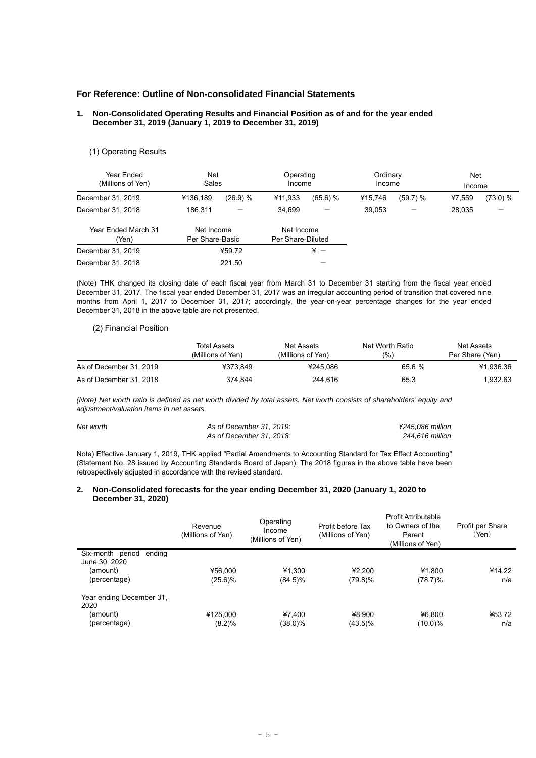## For Reference: Outline of Non-consolidated Financial Statements

### 1. Non-Consolidated Operating Results and Financial Position as of and for the year ended December 31, 2019 (January 1, 2019 to December 31, 2019)

(1) Operating Results

| Year Ended (Millions of Yen) | Net Sales | | Operating Income | | Ordinary Income | | Net Income | |
|---|---|---|---|---|---|---|---|---|
| December 31, 2019 | ¥136,189 | (26.9) % | ¥11,933 | (65.6) % | ¥15,746 | (59.7) % | ¥7,559 | (73.0) % |
| December 31, 2018 | 186,311 | － | 34,699 | － | 39,053 | － | 28,035 | － |

| Year Ended March 31 (Yen) | Net Income Per Share-Basic | Net Income Per Share-Diluted |
|---|---|---|
| December 31, 2019 | ¥59.72 | ¥ － |
| December 31, 2018 | 221.50 | － |

(Note) THK changed its closing date of each fiscal year from March 31 to December 31 starting from the fiscal year ended December 31, 2017. The fiscal year ended December 31, 2017 was an irregular accounting period of transition that covered nine months from April 1, 2017 to December 31, 2017; accordingly, the year-on-year percentage changes for the year ended December 31, 2018 in the above table are not presented.

(2) Financial Position

| | Total Assets (Millions of Yen) | Net Assets (Millions of Yen) | Net Worth Ratio (%) | Net Assets Per Share (Yen) |
|---|---|---|---|---|
| As of December 31, 2019 | ¥373,849 | ¥245,086 | 65.6 % | ¥1,936.36 |
| As of December 31, 2018 | 374,844 | 244,616 | 65.3 | 1,932.63 |

*(Note) Net worth ratio is defined as net worth divided by total assets. Net worth consists of shareholders' equity and adjustment/valuation items in net assets.*

| | | |
|---|---|---|
| *Net worth* | *As of December 31, 2019:* | *¥245,086 million* |
| | *As of December 31, 2018:* | *244,616 million* |

Note) Effective January 1, 2019, THK applied "Partial Amendments to Accounting Standard for Tax Effect Accounting" (Statement No. 28 issued by Accounting Standards Board of Japan). The 2018 figures in the above table have been retrospectively adjusted in accordance with the revised standard.

### 2. Non-Consolidated forecasts for the year ending December 31, 2020 (January 1, 2020 to December 31, 2020)

| | Revenue (Millions of Yen) | Operating Income (Millions of Yen) | Profit before Tax (Millions of Yen) | Profit Attributable to Owners of the Parent (Millions of Yen) | Profit per Share (Yen) |
|---|---|---|---|---|---|
| Six-month period ending June 30, 2020 | | | | | |
| (amount) | ¥56,000 | ¥1,300 | ¥2,200 | ¥1,800 | ¥14.22 |
| (percentage) | (25.6)% | (84.5)% | (79.8)% | (78.7)% | n/a |
| Year ending December 31, 2020 | | | | | |
| (amount) | ¥125,000 | ¥7,400 | ¥8,900 | ¥6,800 | ¥53.72 |
| (percentage) | (8.2)% | (38.0)% | (43.5)% | (10.0)% | n/a |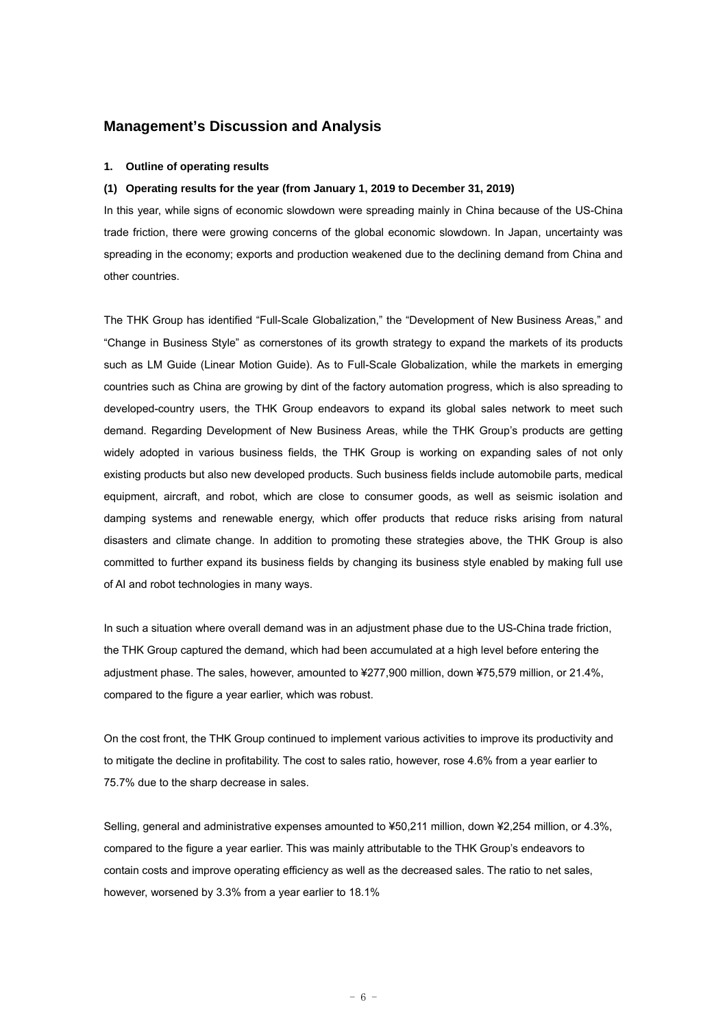## Management's Discussion and Analysis

**1. Outline of operating results**

**(1) Operating results for the year (from January 1, 2019 to December 31, 2019)**

In this year, while signs of economic slowdown were spreading mainly in China because of the US-China trade friction, there were growing concerns of the global economic slowdown. In Japan, uncertainty was spreading in the economy; exports and production weakened due to the declining demand from China and other countries.

The THK Group has identified "Full-Scale Globalization," the "Development of New Business Areas," and "Change in Business Style" as cornerstones of its growth strategy to expand the markets of its products such as LM Guide (Linear Motion Guide). As to Full-Scale Globalization, while the markets in emerging countries such as China are growing by dint of the factory automation progress, which is also spreading to developed-country users, the THK Group endeavors to expand its global sales network to meet such demand. Regarding Development of New Business Areas, while the THK Group's products are getting widely adopted in various business fields, the THK Group is working on expanding sales of not only existing products but also new developed products. Such business fields include automobile parts, medical equipment, aircraft, and robot, which are close to consumer goods, as well as seismic isolation and damping systems and renewable energy, which offer products that reduce risks arising from natural disasters and climate change. In addition to promoting these strategies above, the THK Group is also committed to further expand its business fields by changing its business style enabled by making full use of AI and robot technologies in many ways.

In such a situation where overall demand was in an adjustment phase due to the US-China trade friction, the THK Group captured the demand, which had been accumulated at a high level before entering the adjustment phase. The sales, however, amounted to ¥277,900 million, down ¥75,579 million, or 21.4%, compared to the figure a year earlier, which was robust.

On the cost front, the THK Group continued to implement various activities to improve its productivity and to mitigate the decline in profitability. The cost to sales ratio, however, rose 4.6% from a year earlier to 75.7% due to the sharp decrease in sales.

Selling, general and administrative expenses amounted to ¥50,211 million, down ¥2,254 million, or 4.3%, compared to the figure a year earlier. This was mainly attributable to the THK Group's endeavors to contain costs and improve operating efficiency as well as the decreased sales. The ratio to net sales, however, worsened by 3.3% from a year earlier to 18.1%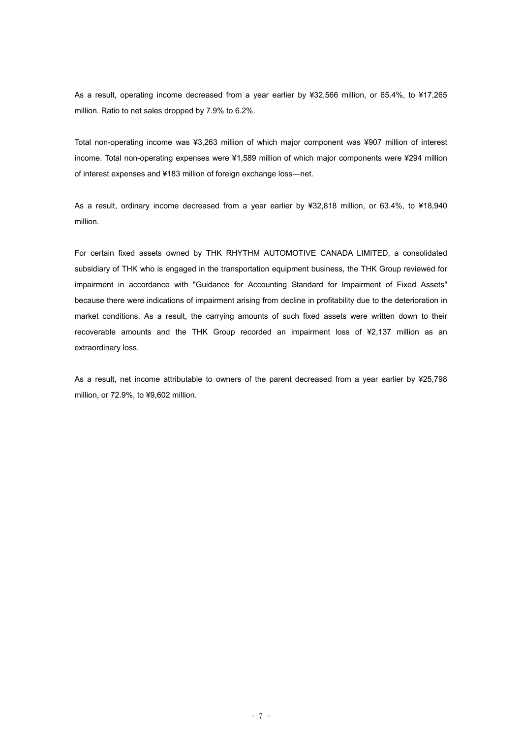As a result, operating income decreased from a year earlier by ¥32,566 million, or 65.4%, to ¥17,265 million. Ratio to net sales dropped by 7.9% to 6.2%.

Total non-operating income was ¥3,263 million of which major component was ¥907 million of interest income. Total non-operating expenses were ¥1,589 million of which major components were ¥294 million of interest expenses and ¥183 million of foreign exchange loss—net.

As a result, ordinary income decreased from a year earlier by ¥32,818 million, or 63.4%, to ¥18,940 million.

For certain fixed assets owned by THK RHYTHM AUTOMOTIVE CANADA LIMITED, a consolidated subsidiary of THK who is engaged in the transportation equipment business, the THK Group reviewed for impairment in accordance with "Guidance for Accounting Standard for Impairment of Fixed Assets" because there were indications of impairment arising from decline in profitability due to the deterioration in market conditions. As a result, the carrying amounts of such fixed assets were written down to their recoverable amounts and the THK Group recorded an impairment loss of ¥2,137 million as an extraordinary loss.

As a result, net income attributable to owners of the parent decreased from a year earlier by ¥25,798 million, or 72.9%, to ¥9,602 million.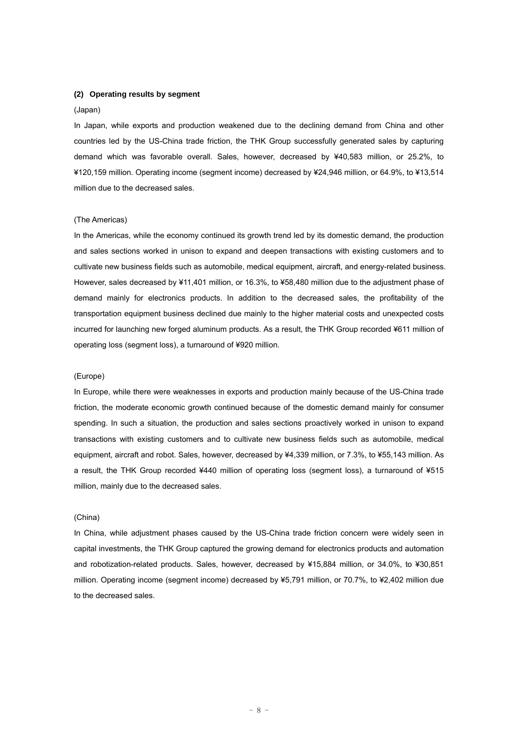### (2) Operating results by segment

(Japan)

In Japan, while exports and production weakened due to the declining demand from China and other countries led by the US-China trade friction, the THK Group successfully generated sales by capturing demand which was favorable overall. Sales, however, decreased by ¥40,583 million, or 25.2%, to ¥120,159 million. Operating income (segment income) decreased by ¥24,946 million, or 64.9%, to ¥13,514 million due to the decreased sales.

(The Americas)

In the Americas, while the economy continued its growth trend led by its domestic demand, the production and sales sections worked in unison to expand and deepen transactions with existing customers and to cultivate new business fields such as automobile, medical equipment, aircraft, and energy-related business. However, sales decreased by ¥11,401 million, or 16.3%, to ¥58,480 million due to the adjustment phase of demand mainly for electronics products. In addition to the decreased sales, the profitability of the transportation equipment business declined due mainly to the higher material costs and unexpected costs incurred for launching new forged aluminum products. As a result, the THK Group recorded ¥611 million of operating loss (segment loss), a turnaround of ¥920 million.

(Europe)

In Europe, while there were weaknesses in exports and production mainly because of the US-China trade friction, the moderate economic growth continued because of the domestic demand mainly for consumer spending. In such a situation, the production and sales sections proactively worked in unison to expand transactions with existing customers and to cultivate new business fields such as automobile, medical equipment, aircraft and robot. Sales, however, decreased by ¥4,339 million, or 7.3%, to ¥55,143 million. As a result, the THK Group recorded ¥440 million of operating loss (segment loss), a turnaround of ¥515 million, mainly due to the decreased sales.

(China)

In China, while adjustment phases caused by the US-China trade friction concern were widely seen in capital investments, the THK Group captured the growing demand for electronics products and automation and robotization-related products. Sales, however, decreased by ¥15,884 million, or 34.0%, to ¥30,851 million. Operating income (segment income) decreased by ¥5,791 million, or 70.7%, to ¥2,402 million due to the decreased sales.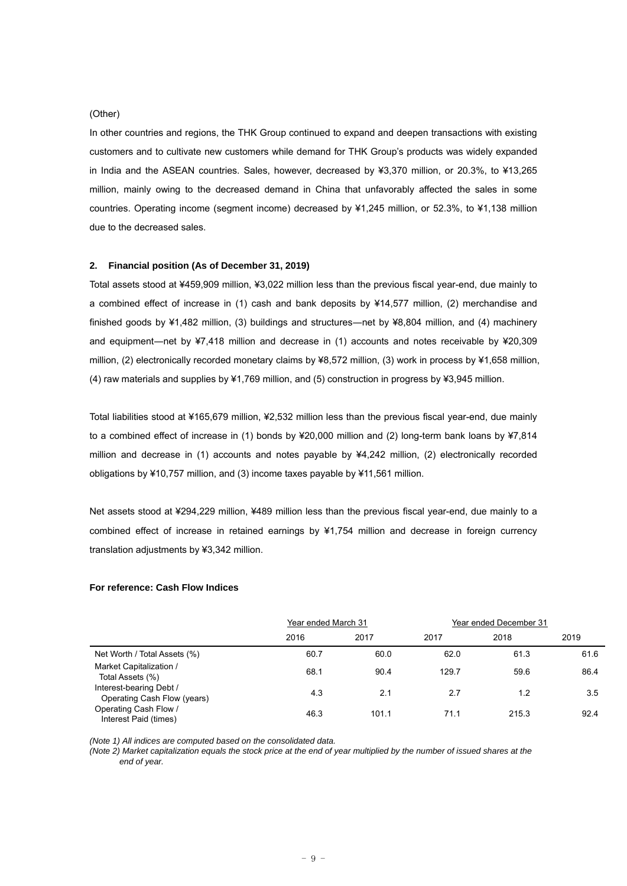(Other)

In other countries and regions, the THK Group continued to expand and deepen transactions with existing customers and to cultivate new customers while demand for THK Group's products was widely expanded in India and the ASEAN countries. Sales, however, decreased by ¥3,370 million, or 20.3%, to ¥13,265 million, mainly owing to the decreased demand in China that unfavorably affected the sales in some countries. Operating income (segment income) decreased by ¥1,245 million, or 52.3%, to ¥1,138 million due to the decreased sales.

### 2. Financial position (As of December 31, 2019)

Total assets stood at ¥459,909 million, ¥3,022 million less than the previous fiscal year-end, due mainly to a combined effect of increase in (1) cash and bank deposits by ¥14,577 million, (2) merchandise and finished goods by ¥1,482 million, (3) buildings and structures—net by ¥8,804 million, and (4) machinery and equipment—net by ¥7,418 million and decrease in (1) accounts and notes receivable by ¥20,309 million, (2) electronically recorded monetary claims by ¥8,572 million, (3) work in process by ¥1,658 million, (4) raw materials and supplies by ¥1,769 million, and (5) construction in progress by ¥3,945 million.

Total liabilities stood at ¥165,679 million, ¥2,532 million less than the previous fiscal year-end, due mainly to a combined effect of increase in (1) bonds by ¥20,000 million and (2) long-term bank loans by ¥7,814 million and decrease in (1) accounts and notes payable by ¥4,242 million, (2) electronically recorded obligations by ¥10,757 million, and (3) income taxes payable by ¥11,561 million.

Net assets stood at ¥294,229 million, ¥489 million less than the previous fiscal year-end, due mainly to a combined effect of increase in retained earnings by ¥1,754 million and decrease in foreign currency translation adjustments by ¥3,342 million.

**For reference: Cash Flow Indices**

| | Year ended March 31 | | Year ended December 31 | | |
|---|---|---|---|---|---|
| | 2016 | 2017 | 2017 | 2018 | 2019 |
| Net Worth / Total Assets (%) | 60.7 | 60.0 | 62.0 | 61.3 | 61.6 |
| Market Capitalization / Total Assets (%) | 68.1 | 90.4 | 129.7 | 59.6 | 86.4 |
| Interest-bearing Debt / Operating Cash Flow (years) | 4.3 | 2.1 | 2.7 | 1.2 | 3.5 |
| Operating Cash Flow / Interest Paid (times) | 46.3 | 101.1 | 71.1 | 215.3 | 92.4 |

*(Note 1) All indices are computed based on the consolidated data.*

*(Note 2) Market capitalization equals the stock price at the end of year multiplied by the number of issued shares at the end of year.*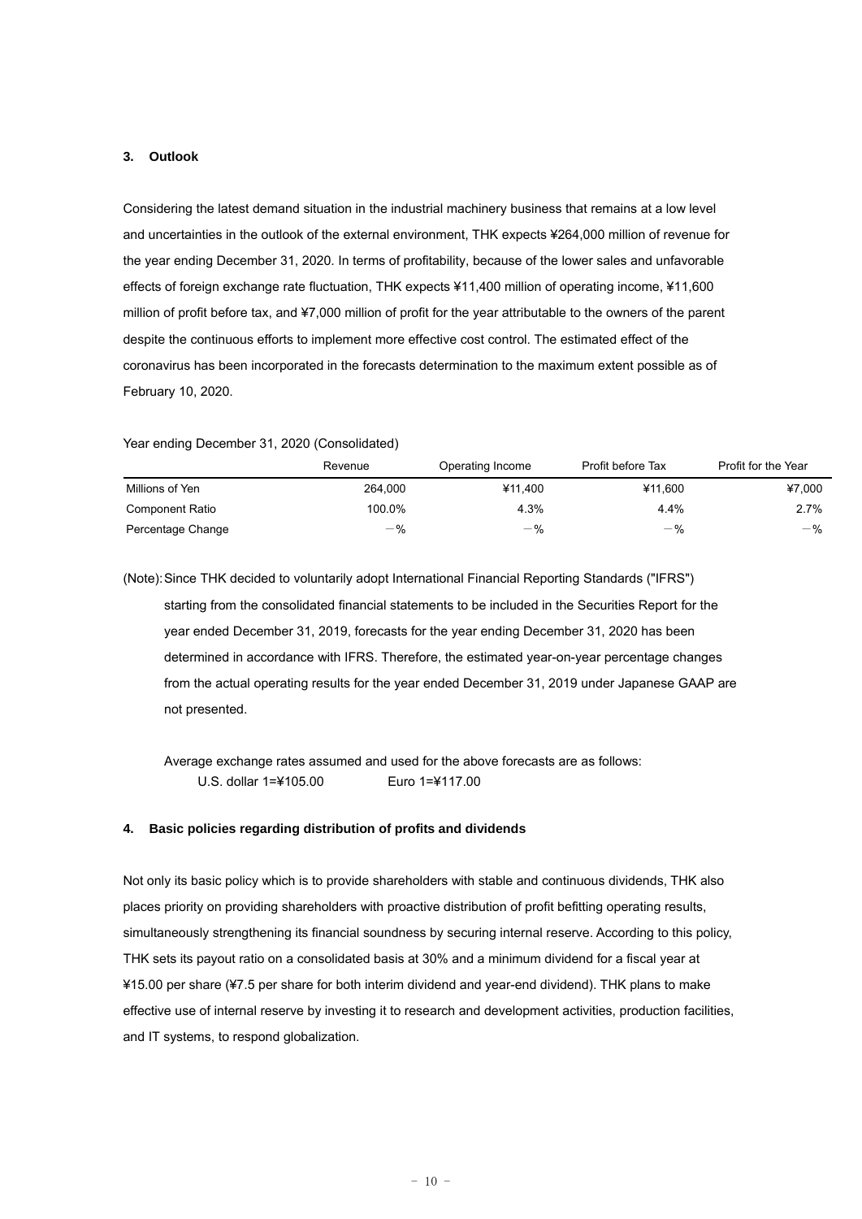### 3. Outlook

Considering the latest demand situation in the industrial machinery business that remains at a low level and uncertainties in the outlook of the external environment, THK expects ¥264,000 million of revenue for the year ending December 31, 2020. In terms of profitability, because of the lower sales and unfavorable effects of foreign exchange rate fluctuation, THK expects ¥11,400 million of operating income, ¥11,600 million of profit before tax, and ¥7,000 million of profit for the year attributable to the owners of the parent despite the continuous efforts to implement more effective cost control. The estimated effect of the coronavirus has been incorporated in the forecasts determination to the maximum extent possible as of February 10, 2020.

Year ending December 31, 2020 (Consolidated)

| | Revenue | Operating Income | Profit before Tax | Profit for the Year |
|---|---|---|---|---|
| Millions of Yen | 264,000 | ¥11,400 | ¥11,600 | ¥7,000 |
| Component Ratio | 100.0% | 4.3% | 4.4% | 2.7% |
| Percentage Change | －% | －% | －% | －% |

(Note): Since THK decided to voluntarily adopt International Financial Reporting Standards ("IFRS") starting from the consolidated financial statements to be included in the Securities Report for the year ended December 31, 2019, forecasts for the year ending December 31, 2020 has been determined in accordance with IFRS. Therefore, the estimated year-on-year percentage changes from the actual operating results for the year ended December 31, 2019 under Japanese GAAP are not presented.

Average exchange rates assumed and used for the above forecasts are as follows:
U.S. dollar 1=¥105.00　　　Euro 1=¥117.00

### 4. Basic policies regarding distribution of profits and dividends

Not only its basic policy which is to provide shareholders with stable and continuous dividends, THK also places priority on providing shareholders with proactive distribution of profit befitting operating results, simultaneously strengthening its financial soundness by securing internal reserve. According to this policy, THK sets its payout ratio on a consolidated basis at 30% and a minimum dividend for a fiscal year at ¥15.00 per share (¥7.5 per share for both interim dividend and year-end dividend). THK plans to make effective use of internal reserve by investing it to research and development activities, production facilities, and IT systems, to respond globalization.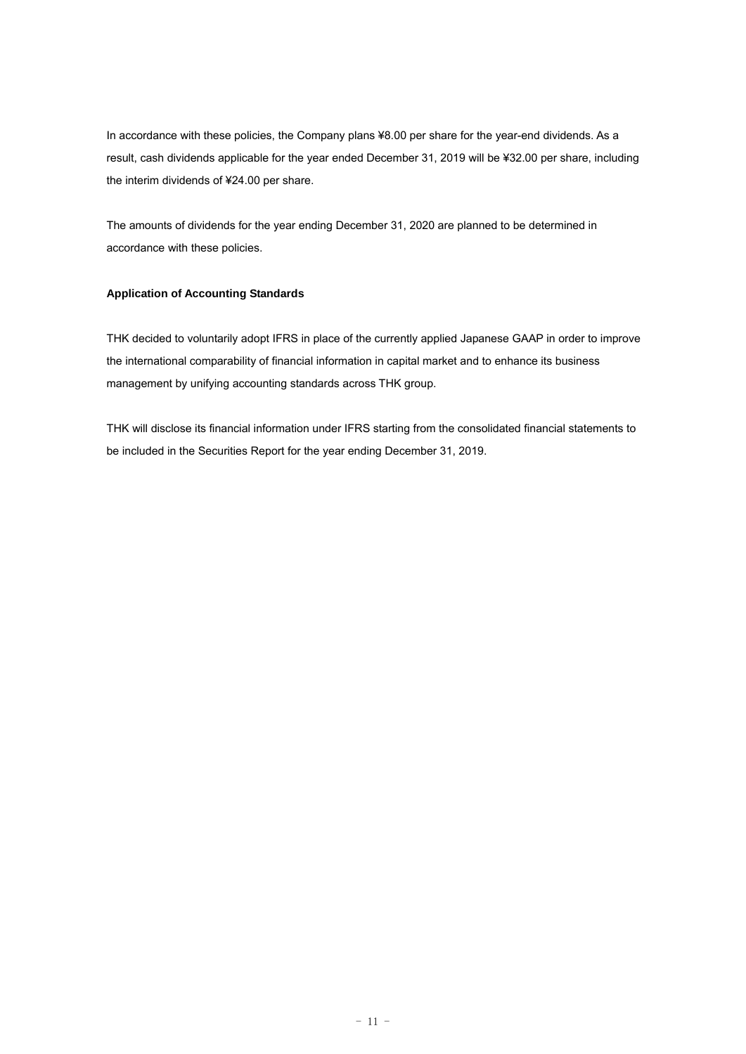In accordance with these policies, the Company plans ¥8.00 per share for the year-end dividends. As a result, cash dividends applicable for the year ended December 31, 2019 will be ¥32.00 per share, including the interim dividends of ¥24.00 per share.

The amounts of dividends for the year ending December 31, 2020 are planned to be determined in accordance with these policies.

**Application of Accounting Standards**

THK decided to voluntarily adopt IFRS in place of the currently applied Japanese GAAP in order to improve the international comparability of financial information in capital market and to enhance its business management by unifying accounting standards across THK group.

THK will disclose its financial information under IFRS starting from the consolidated financial statements to be included in the Securities Report for the year ending December 31, 2019.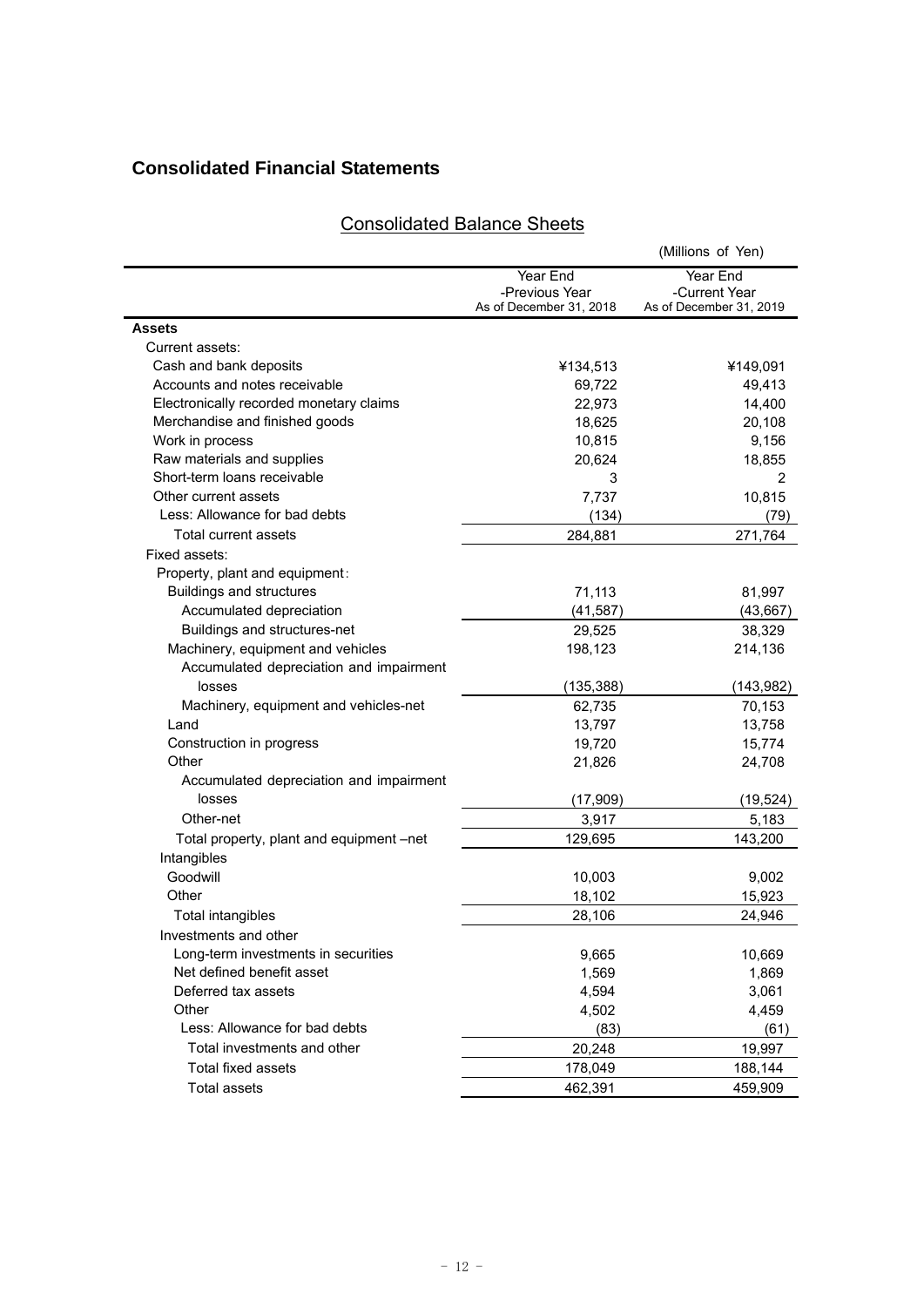## Consolidated Financial Statements

### Consolidated Balance Sheets

(Millions of Yen)

| | Year End -Previous Year As of December 31, 2018 | Year End -Current Year As of December 31, 2019 |
|---|---|---|
| **Assets** | | |
| Current assets: | | |
| Cash and bank deposits | ¥134,513 | ¥149,091 |
| Accounts and notes receivable | 69,722 | 49,413 |
| Electronically recorded monetary claims | 22,973 | 14,400 |
| Merchandise and finished goods | 18,625 | 20,108 |
| Work in process | 10,815 | 9,156 |
| Raw materials and supplies | 20,624 | 18,855 |
| Short-term loans receivable | 3 | 2 |
| Other current assets | 7,737 | 10,815 |
| Less: Allowance for bad debts | (134) | (79) |
| Total current assets | 284,881 | 271,764 |
| Fixed assets: | | |
| Property, plant and equipment: | | |
| Buildings and structures | 71,113 | 81,997 |
| Accumulated depreciation | (41,587) | (43,667) |
| Buildings and structures-net | 29,525 | 38,329 |
| Machinery, equipment and vehicles | 198,123 | 214,136 |
| Accumulated depreciation and impairment losses | (135,388) | (143,982) |
| Machinery, equipment and vehicles-net | 62,735 | 70,153 |
| Land | 13,797 | 13,758 |
| Construction in progress | 19,720 | 15,774 |
| Other | 21,826 | 24,708 |
| Accumulated depreciation and impairment losses | (17,909) | (19,524) |
| Other-net | 3,917 | 5,183 |
| Total property, plant and equipment –net | 129,695 | 143,200 |
| Intangibles | | |
| Goodwill | 10,003 | 9,002 |
| Other | 18,102 | 15,923 |
| Total intangibles | 28,106 | 24,946 |
| Investments and other | | |
| Long-term investments in securities | 9,665 | 10,669 |
| Net defined benefit asset | 1,569 | 1,869 |
| Deferred tax assets | 4,594 | 3,061 |
| Other | 4,502 | 4,459 |
| Less: Allowance for bad debts | (83) | (61) |
| Total investments and other | 20,248 | 19,997 |
| Total fixed assets | 178,049 | 188,144 |
| Total assets | 462,391 | 459,909 |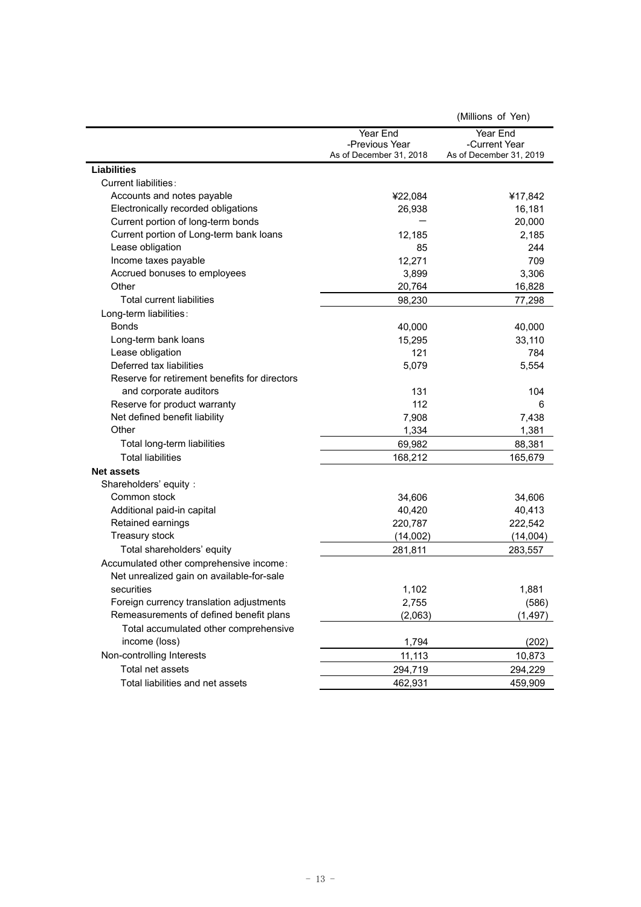(Millions of Yen)

| | Year End -Previous Year As of December 31, 2018 | Year End -Current Year As of December 31, 2019 |
|---|---|---|
| **Liabilities** | | |
| Current liabilities : | | |
| Accounts and notes payable | ¥22,084 | ¥17,842 |
| Electronically recorded obligations | 26,938 | 16,181 |
| Current portion of long-term bonds | — | 20,000 |
| Current portion of Long-term bank loans | 12,185 | 2,185 |
| Lease obligation | 85 | 244 |
| Income taxes payable | 12,271 | 709 |
| Accrued bonuses to employees | 3,899 | 3,306 |
| Other | 20,764 | 16,828 |
| Total current liabilities | 98,230 | 77,298 |
| Long-term liabilities : | | |
| Bonds | 40,000 | 40,000 |
| Long-term bank loans | 15,295 | 33,110 |
| Lease obligation | 121 | 784 |
| Deferred tax liabilities | 5,079 | 5,554 |
| Reserve for retirement benefits for directors and corporate auditors | 131 | 104 |
| Reserve for product warranty | 112 | 6 |
| Net defined benefit liability | 7,908 | 7,438 |
| Other | 1,334 | 1,381 |
| Total long-term liabilities | 69,982 | 88,381 |
| Total liabilities | 168,212 | 165,679 |
| **Net assets** | | |
| Shareholders' equity : | | |
| Common stock | 34,606 | 34,606 |
| Additional paid-in capital | 40,420 | 40,413 |
| Retained earnings | 220,787 | 222,542 |
| Treasury stock | (14,002) | (14,004) |
| Total shareholders' equity | 281,811 | 283,557 |
| Accumulated other comprehensive income : | | |
| Net unrealized gain on available-for-sale securities | 1,102 | 1,881 |
| Foreign currency translation adjustments | 2,755 | (586) |
| Remeasurements of defined benefit plans | (2,063) | (1,497) |
| Total accumulated other comprehensive income (loss) | 1,794 | (202) |
| Non-controlling Interests | 11,113 | 10,873 |
| Total net assets | 294,719 | 294,229 |
| Total liabilities and net assets | 462,931 | 459,909 |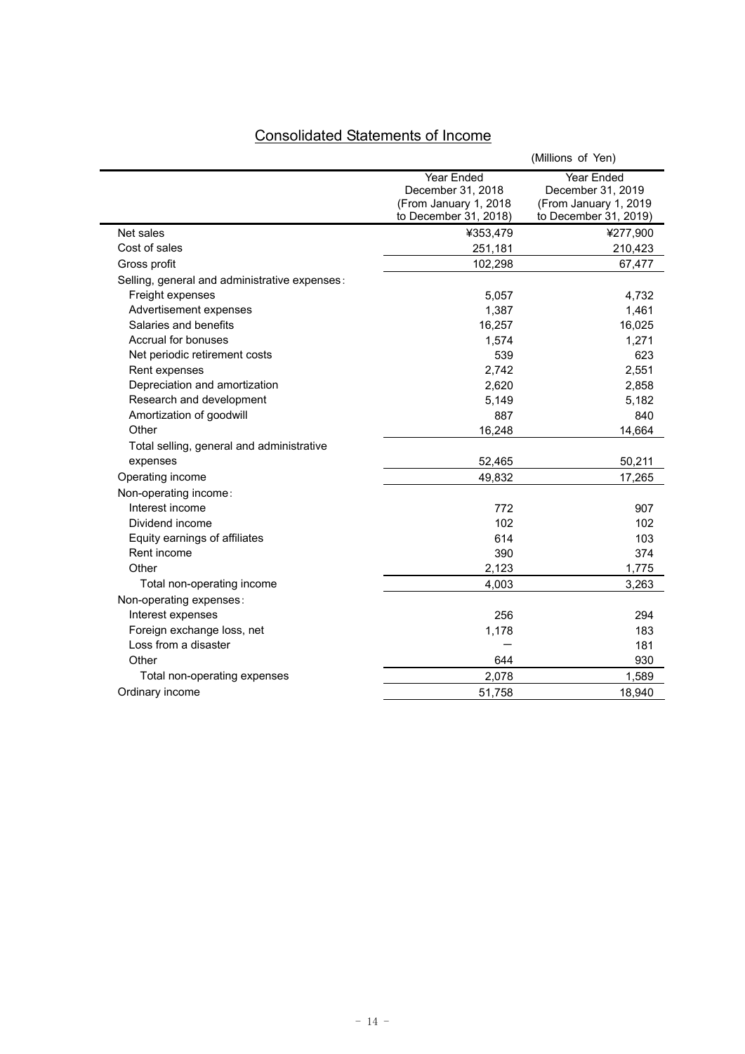## Consolidated Statements of Income

(Millions of Yen)

| | Year Ended December 31, 2018 (From January 1, 2018 to December 31, 2018) | Year Ended December 31, 2019 (From January 1, 2019 to December 31, 2019) |
|---|---|---|
| Net sales | ¥353,479 | ¥277,900 |
| Cost of sales | 251,181 | 210,423 |
| Gross profit | 102,298 | 67,477 |
| Selling, general and administrative expenses: | | |
| Freight expenses | 5,057 | 4,732 |
| Advertisement expenses | 1,387 | 1,461 |
| Salaries and benefits | 16,257 | 16,025 |
| Accrual for bonuses | 1,574 | 1,271 |
| Net periodic retirement costs | 539 | 623 |
| Rent expenses | 2,742 | 2,551 |
| Depreciation and amortization | 2,620 | 2,858 |
| Research and development | 5,149 | 5,182 |
| Amortization of goodwill | 887 | 840 |
| Other | 16,248 | 14,664 |
| Total selling, general and administrative expenses | 52,465 | 50,211 |
| Operating income | 49,832 | 17,265 |
| Non-operating income: | | |
| Interest income | 772 | 907 |
| Dividend income | 102 | 102 |
| Equity earnings of affiliates | 614 | 103 |
| Rent income | 390 | 374 |
| Other | 2,123 | 1,775 |
| Total non-operating income | 4,003 | 3,263 |
| Non-operating expenses: | | |
| Interest expenses | 256 | 294 |
| Foreign exchange loss, net | 1,178 | 183 |
| Loss from a disaster | – | 181 |
| Other | 644 | 930 |
| Total non-operating expenses | 2,078 | 1,589 |
| Ordinary income | 51,758 | 18,940 |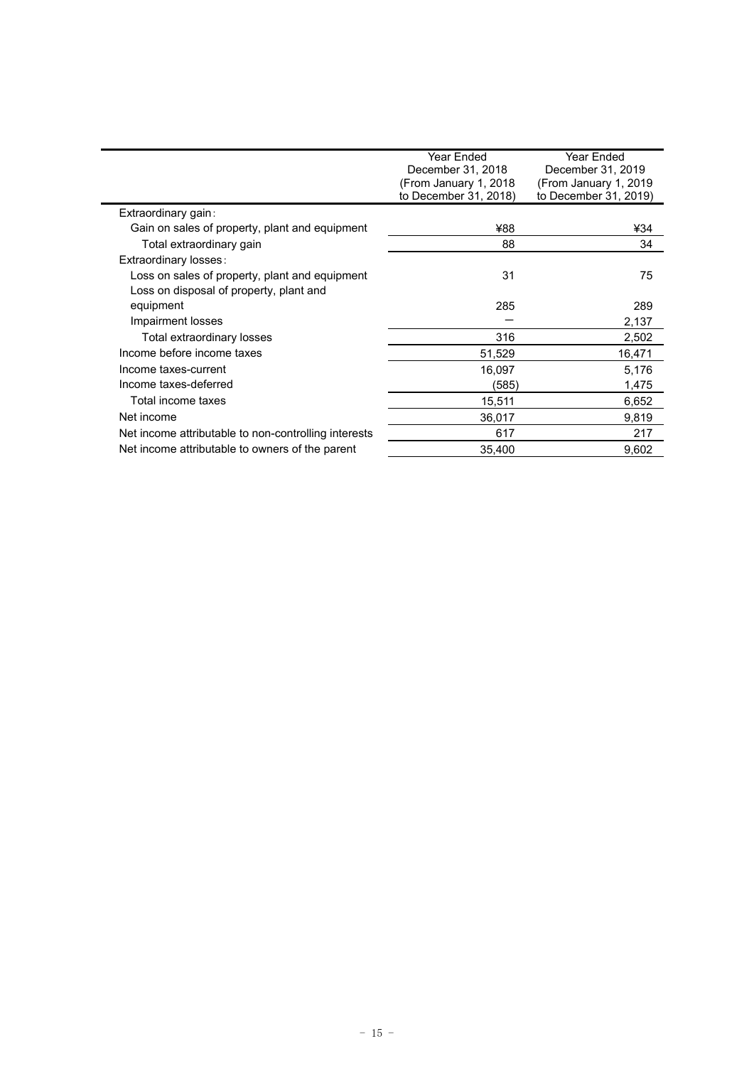| | Year Ended December 31, 2018 (From January 1, 2018 to December 31, 2018) | Year Ended December 31, 2019 (From January 1, 2019 to December 31, 2019) |
|---|---|---|
| Extraordinary gain: | | |
| Gain on sales of property, plant and equipment | ¥88 | ¥34 |
| Total extraordinary gain | 88 | 34 |
| Extraordinary losses: | | |
| Loss on sales of property, plant and equipment | 31 | 75 |
| Loss on disposal of property, plant and equipment | 285 | 289 |
| Impairment losses | ― | 2,137 |
| Total extraordinary losses | 316 | 2,502 |
| Income before income taxes | 51,529 | 16,471 |
| Income taxes-current | 16,097 | 5,176 |
| Income taxes-deferred | (585) | 1,475 |
| Total income taxes | 15,511 | 6,652 |
| Net income | 36,017 | 9,819 |
| Net income attributable to non-controlling interests | 617 | 217 |
| Net income attributable to owners of the parent | 35,400 | 9,602 |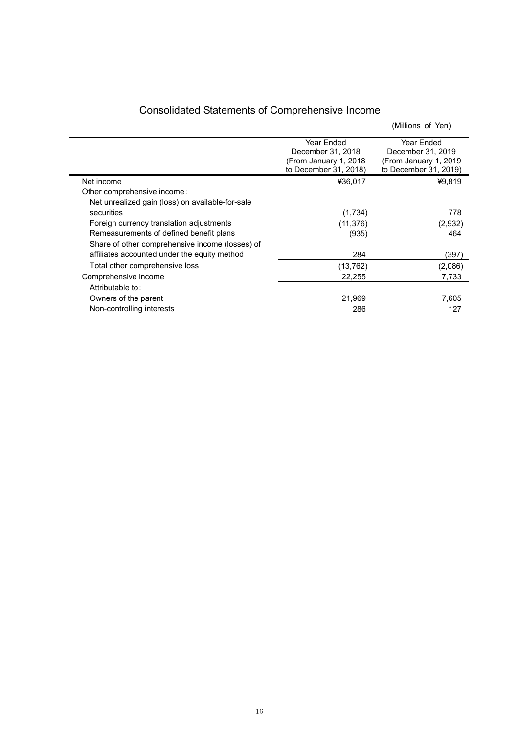## Consolidated Statements of Comprehensive Income

(Millions of Yen)

| | Year Ended December 31, 2018 (From January 1, 2018 to December 31, 2018) | Year Ended December 31, 2019 (From January 1, 2019 to December 31, 2019) |
|---|---|---|
| Net income | ¥36,017 | ¥9,819 |
| Other comprehensive income: | | |
| Net unrealized gain (loss) on available-for-sale securities | (1,734) | 778 |
| Foreign currency translation adjustments | (11,376) | (2,932) |
| Remeasurements of defined benefit plans | (935) | 464 |
| Share of other comprehensive income (losses) of affiliates accounted under the equity method | 284 | (397) |
| Total other comprehensive loss | (13,762) | (2,086) |
| Comprehensive income | 22,255 | 7,733 |
| Attributable to: | | |
| Owners of the parent | 21,969 | 7,605 |
| Non-controlling interests | 286 | 127 |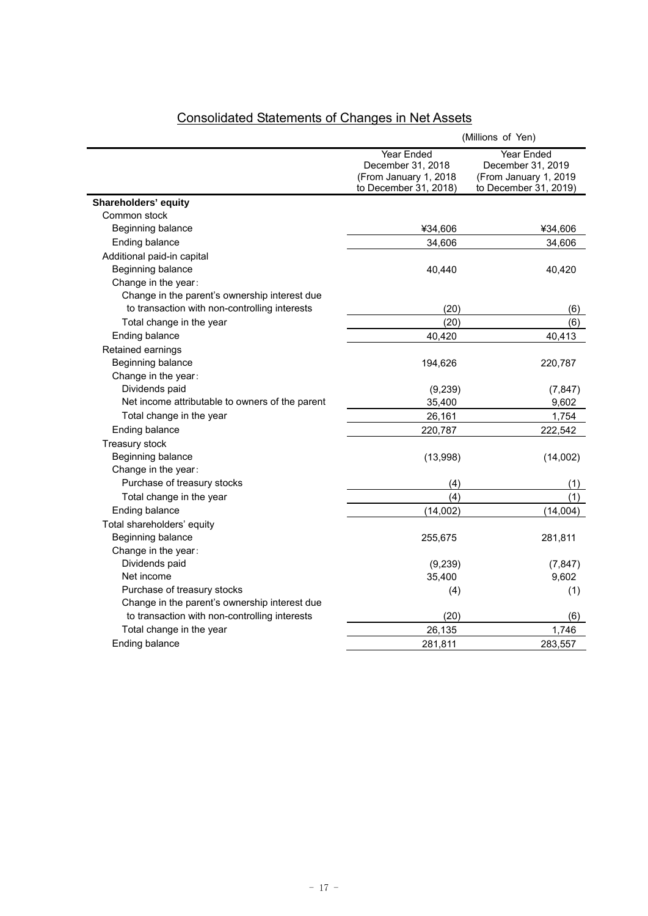# Consolidated Statements of Changes in Net Assets

(Millions of Yen)

| | Year Ended December 31, 2018 (From January 1, 2018 to December 31, 2018) | Year Ended December 31, 2019 (From January 1, 2019 to December 31, 2019) |
|---|---|---|
| **Shareholders' equity** | | |
| Common stock | | |
| Beginning balance | ¥34,606 | ¥34,606 |
| Ending balance | 34,606 | 34,606 |
| Additional paid-in capital | | |
| Beginning balance | 40,440 | 40,420 |
| Change in the year: | | |
| Change in the parent's ownership interest due to transaction with non-controlling interests | (20) | (6) |
| Total change in the year | (20) | (6) |
| Ending balance | 40,420 | 40,413 |
| Retained earnings | | |
| Beginning balance | 194,626 | 220,787 |
| Change in the year: | | |
| Dividends paid | (9,239) | (7,847) |
| Net income attributable to owners of the parent | 35,400 | 9,602 |
| Total change in the year | 26,161 | 1,754 |
| Ending balance | 220,787 | 222,542 |
| Treasury stock | | |
| Beginning balance | (13,998) | (14,002) |
| Change in the year: | | |
| Purchase of treasury stocks | (4) | (1) |
| Total change in the year | (4) | (1) |
| Ending balance | (14,002) | (14,004) |
| Total shareholders' equity | | |
| Beginning balance | 255,675 | 281,811 |
| Change in the year: | | |
| Dividends paid | (9,239) | (7,847) |
| Net income | 35,400 | 9,602 |
| Purchase of treasury stocks | (4) | (1) |
| Change in the parent's ownership interest due to transaction with non-controlling interests | (20) | (6) |
| Total change in the year | 26,135 | 1,746 |
| Ending balance | 281,811 | 283,557 |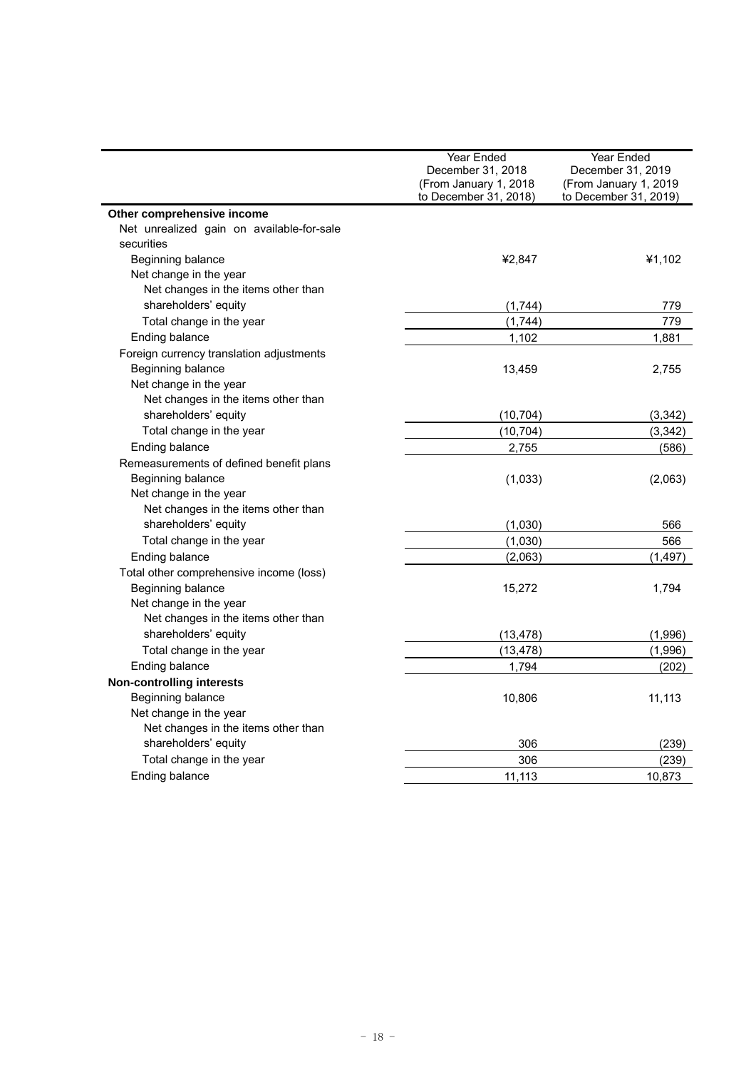| | Year Ended December 31, 2018 (From January 1, 2018 to December 31, 2018) | Year Ended December 31, 2019 (From January 1, 2019 to December 31, 2019) |
|---|---|---|
| **Other comprehensive income** | | |
| Net unrealized gain on available-for-sale securities | | |
| Beginning balance | ¥2,847 | ¥1,102 |
| Net change in the year | | |
| Net changes in the items other than shareholders' equity | (1,744) | 779 |
| Total change in the year | (1,744) | 779 |
| Ending balance | 1,102 | 1,881 |
| Foreign currency translation adjustments | | |
| Beginning balance | 13,459 | 2,755 |
| Net change in the year | | |
| Net changes in the items other than shareholders' equity | (10,704) | (3,342) |
| Total change in the year | (10,704) | (3,342) |
| Ending balance | 2,755 | (586) |
| Remeasurements of defined benefit plans | | |
| Beginning balance | (1,033) | (2,063) |
| Net change in the year | | |
| Net changes in the items other than shareholders' equity | (1,030) | 566 |
| Total change in the year | (1,030) | 566 |
| Ending balance | (2,063) | (1,497) |
| Total other comprehensive income (loss) | | |
| Beginning balance | 15,272 | 1,794 |
| Net change in the year | | |
| Net changes in the items other than shareholders' equity | (13,478) | (1,996) |
| Total change in the year | (13,478) | (1,996) |
| Ending balance | 1,794 | (202) |
| **Non-controlling interests** | | |
| Beginning balance | 10,806 | 11,113 |
| Net change in the year | | |
| Net changes in the items other than shareholders' equity | 306 | (239) |
| Total change in the year | 306 | (239) |
| Ending balance | 11,113 | 10,873 |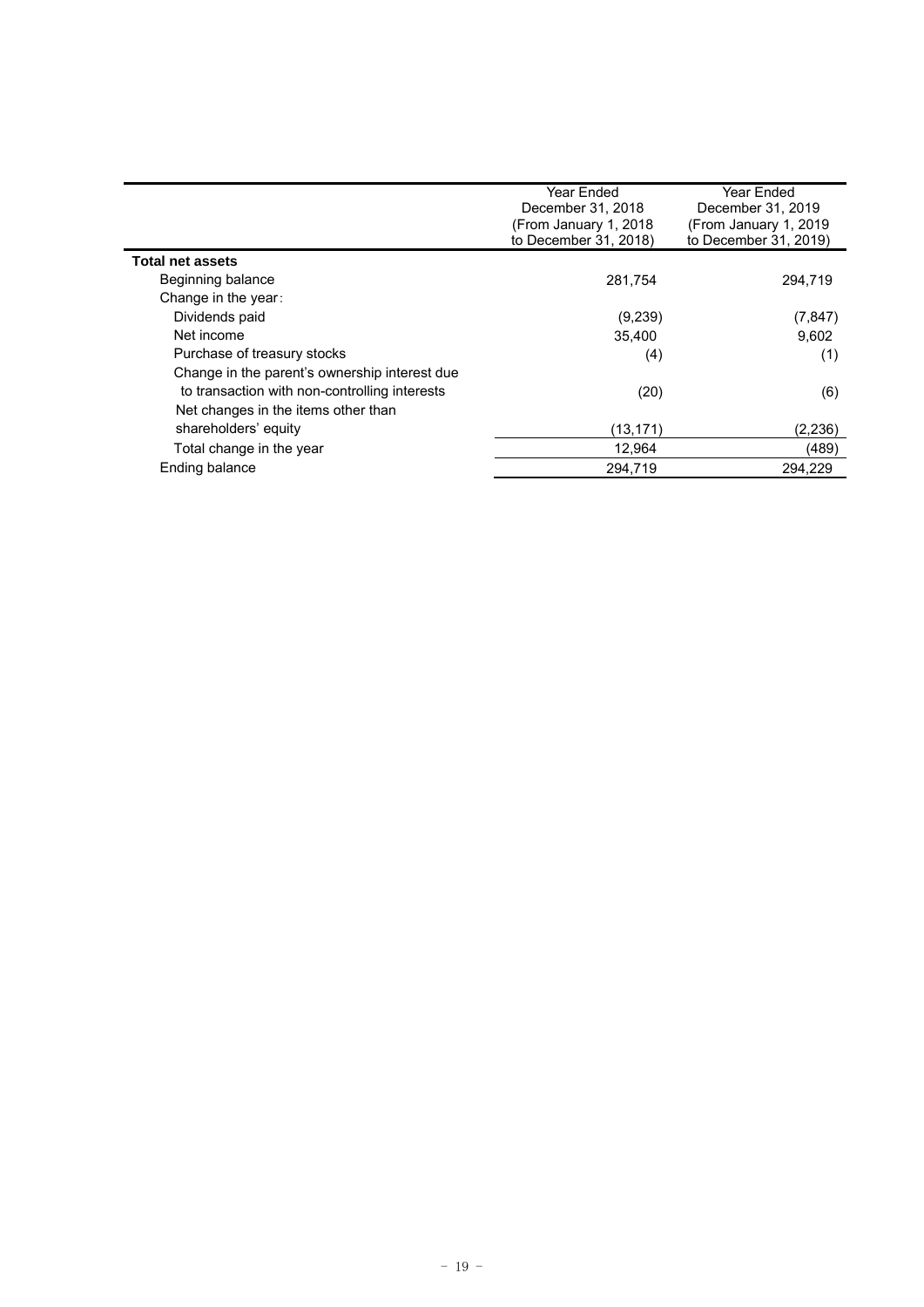| | Year Ended December 31, 2018 (From January 1, 2018 to December 31, 2018) | Year Ended December 31, 2019 (From January 1, 2019 to December 31, 2019) |
|---|---|---|
| **Total net assets** | | |
| Beginning balance | 281,754 | 294,719 |
| Change in the year: | | |
| Dividends paid | (9,239) | (7,847) |
| Net income | 35,400 | 9,602 |
| Purchase of treasury stocks | (4) | (1) |
| Change in the parent's ownership interest due to transaction with non-controlling interests | (20) | (6) |
| Net changes in the items other than shareholders' equity | (13,171) | (2,236) |
| Total change in the year | 12,964 | (489) |
| Ending balance | 294,719 | 294,229 |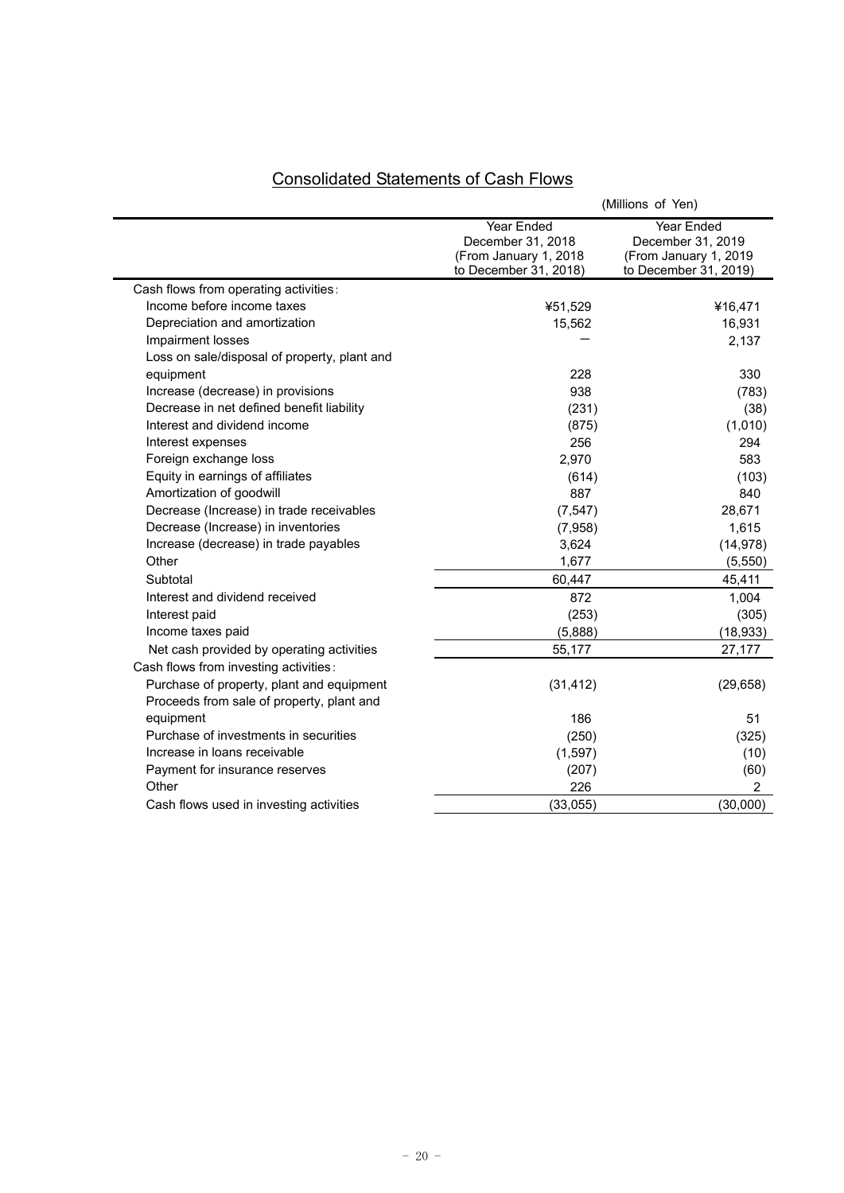## Consolidated Statements of Cash Flows

(Millions of Yen)

| | Year Ended December 31, 2018 (From January 1, 2018 to December 31, 2018) | Year Ended December 31, 2019 (From January 1, 2019 to December 31, 2019) |
|---|---|---|
| Cash flows from operating activities: | | |
| Income before income taxes | ¥51,529 | ¥16,471 |
| Depreciation and amortization | 15,562 | 16,931 |
| Impairment losses | ― | 2,137 |
| Loss on sale/disposal of property, plant and equipment | 228 | 330 |
| Increase (decrease) in provisions | 938 | (783) |
| Decrease in net defined benefit liability | (231) | (38) |
| Interest and dividend income | (875) | (1,010) |
| Interest expenses | 256 | 294 |
| Foreign exchange loss | 2,970 | 583 |
| Equity in earnings of affiliates | (614) | (103) |
| Amortization of goodwill | 887 | 840 |
| Decrease (Increase) in trade receivables | (7,547) | 28,671 |
| Decrease (Increase) in inventories | (7,958) | 1,615 |
| Increase (decrease) in trade payables | 3,624 | (14,978) |
| Other | 1,677 | (5,550) |
| Subtotal | 60,447 | 45,411 |
| Interest and dividend received | 872 | 1,004 |
| Interest paid | (253) | (305) |
| Income taxes paid | (5,888) | (18,933) |
| Net cash provided by operating activities | 55,177 | 27,177 |
| Cash flows from investing activities: | | |
| Purchase of property, plant and equipment | (31,412) | (29,658) |
| Proceeds from sale of property, plant and equipment | 186 | 51 |
| Purchase of investments in securities | (250) | (325) |
| Increase in loans receivable | (1,597) | (10) |
| Payment for insurance reserves | (207) | (60) |
| Other | 226 | 2 |
| Cash flows used in investing activities | (33,055) | (30,000) |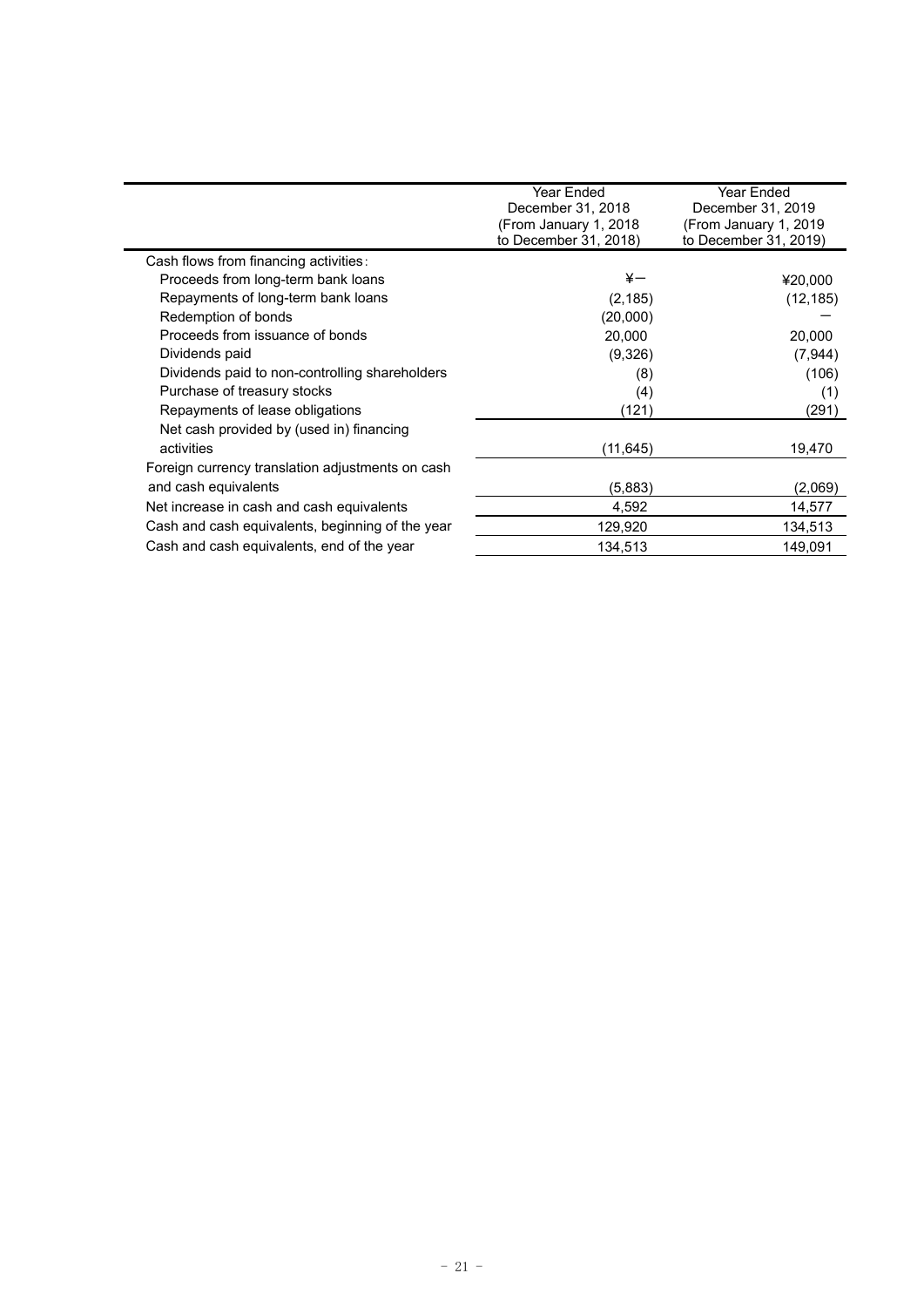|  | Year Ended December 31, 2018 (From January 1, 2018 to December 31, 2018) | Year Ended December 31, 2019 (From January 1, 2019 to December 31, 2019) |
|---|---|---|
| Cash flows from financing activities: |  |  |
| Proceeds from long-term bank loans | ¥— | ¥20,000 |
| Repayments of long-term bank loans | (2,185) | (12,185) |
| Redemption of bonds | (20,000) | — |
| Proceeds from issuance of bonds | 20,000 | 20,000 |
| Dividends paid | (9,326) | (7,944) |
| Dividends paid to non-controlling shareholders | (8) | (106) |
| Purchase of treasury stocks | (4) | (1) |
| Repayments of lease obligations | (121) | (291) |
| Net cash provided by (used in) financing activities | (11,645) | 19,470 |
| Foreign currency translation adjustments on cash and cash equivalents | (5,883) | (2,069) |
| Net increase in cash and cash equivalents | 4,592 | 14,577 |
| Cash and cash equivalents, beginning of the year | 129,920 | 134,513 |
| Cash and cash equivalents, end of the year | 134,513 | 149,091 |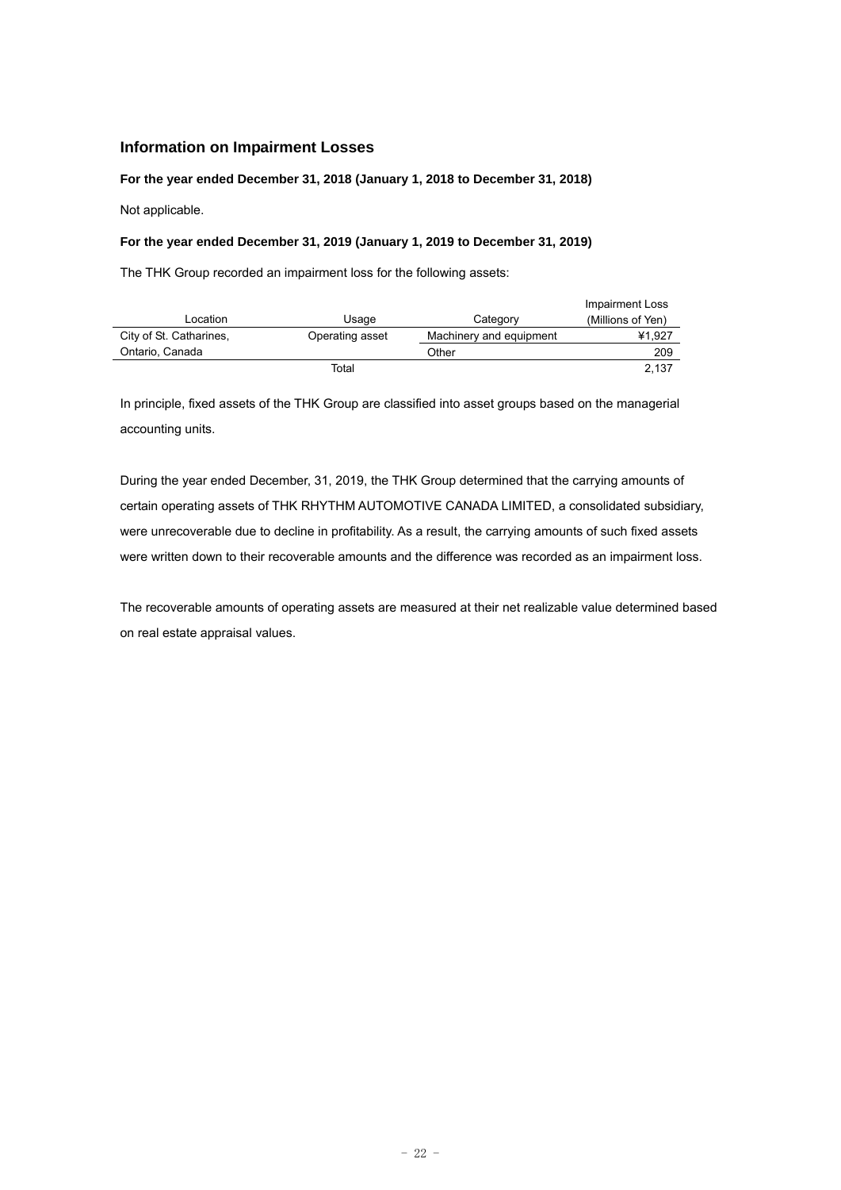## Information on Impairment Losses

**For the year ended December 31, 2018 (January 1, 2018 to December 31, 2018)**

Not applicable.

**For the year ended December 31, 2019 (January 1, 2019 to December 31, 2019)**

The THK Group recorded an impairment loss for the following assets:

| Location | Usage | Category | Impairment Loss (Millions of Yen) |
|---|---|---|---|
| City of St. Catharines, | Operating asset | Machinery and equipment | ¥1,927 |
| Ontario, Canada | | Other | 209 |
| | Total | | 2,137 |

In principle, fixed assets of the THK Group are classified into asset groups based on the managerial accounting units.

During the year ended December, 31, 2019, the THK Group determined that the carrying amounts of certain operating assets of THK RHYTHM AUTOMOTIVE CANADA LIMITED, a consolidated subsidiary, were unrecoverable due to decline in profitability. As a result, the carrying amounts of such fixed assets were written down to their recoverable amounts and the difference was recorded as an impairment loss.

The recoverable amounts of operating assets are measured at their net realizable value determined based on real estate appraisal values.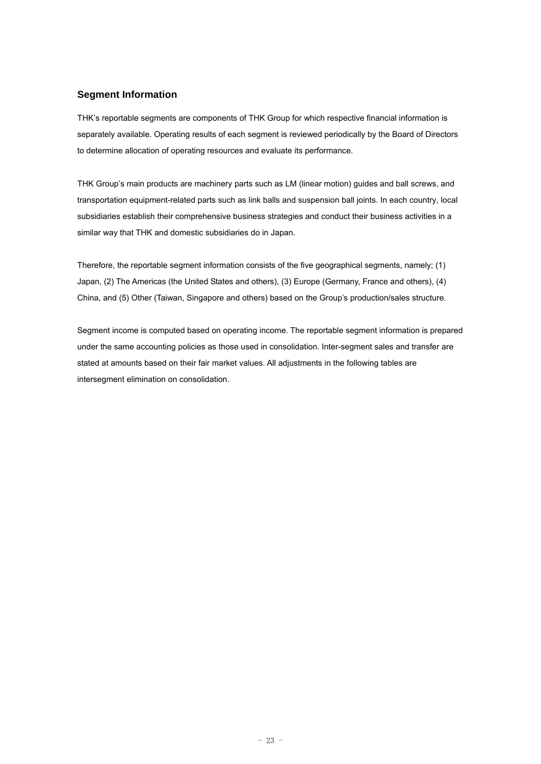## Segment Information

THK's reportable segments are components of THK Group for which respective financial information is separately available. Operating results of each segment is reviewed periodically by the Board of Directors to determine allocation of operating resources and evaluate its performance.

THK Group's main products are machinery parts such as LM (linear motion) guides and ball screws, and transportation equipment-related parts such as link balls and suspension ball joints. In each country, local subsidiaries establish their comprehensive business strategies and conduct their business activities in a similar way that THK and domestic subsidiaries do in Japan.

Therefore, the reportable segment information consists of the five geographical segments, namely; (1) Japan, (2) The Americas (the United States and others), (3) Europe (Germany, France and others), (4) China, and (5) Other (Taiwan, Singapore and others) based on the Group's production/sales structure.

Segment income is computed based on operating income. The reportable segment information is prepared under the same accounting policies as those used in consolidation. Inter-segment sales and transfer are stated at amounts based on their fair market values. All adjustments in the following tables are intersegment elimination on consolidation.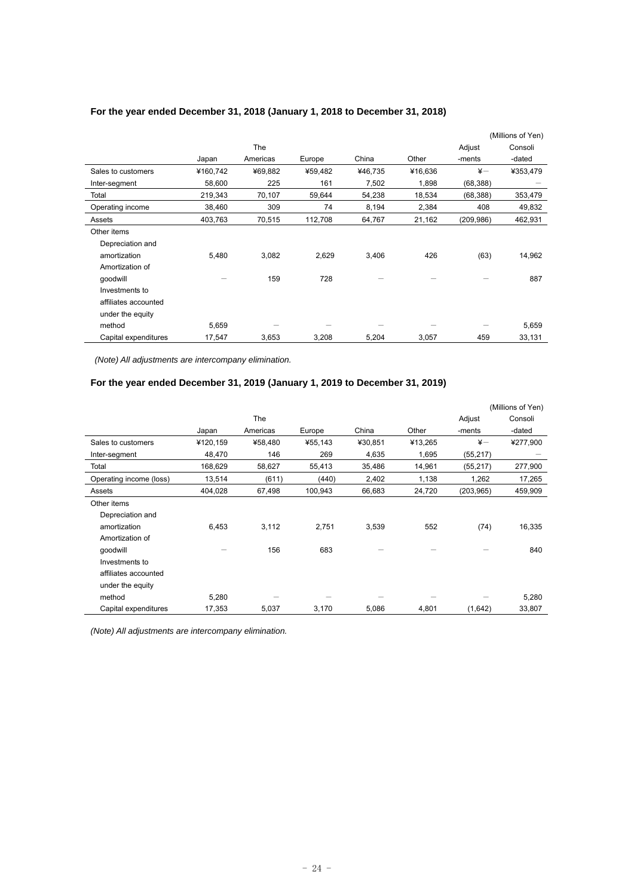### For the year ended December 31, 2018 (January 1, 2018 to December 31, 2018)

(Millions of Yen)

| | Japan | The Americas | Europe | China | Other | Adjust -ments | Consoli -dated |
|---|---|---|---|---|---|---|---|
| Sales to customers | ¥160,742 | ¥69,882 | ¥59,482 | ¥46,735 | ¥16,636 | ¥— | ¥353,479 |
| Inter-segment | 58,600 | 225 | 161 | 7,502 | 1,898 | (68,388) | — |
| Total | 219,343 | 70,107 | 59,644 | 54,238 | 18,534 | (68,388) | 353,479 |
| Operating income | 38,460 | 309 | 74 | 8,194 | 2,384 | 408 | 49,832 |
| Assets | 403,763 | 70,515 | 112,708 | 64,767 | 21,162 | (209,986) | 462,931 |
| Other items | | | | | | | |
| Depreciation and amortization | 5,480 | 3,082 | 2,629 | 3,406 | 426 | (63) | 14,962 |
| Amortization of goodwill | — | 159 | 728 | — | — | — | 887 |
| Investments to affiliates accounted under the equity method | 5,659 | — | — | — | — | — | 5,659 |
| Capital expenditures | 17,547 | 3,653 | 3,208 | 5,204 | 3,057 | 459 | 33,131 |

*(Note) All adjustments are intercompany elimination.*

### For the year ended December 31, 2019 (January 1, 2019 to December 31, 2019)

(Millions of Yen)

| | Japan | The Americas | Europe | China | Other | Adjust -ments | Consoli -dated |
|---|---|---|---|---|---|---|---|
| Sales to customers | ¥120,159 | ¥58,480 | ¥55,143 | ¥30,851 | ¥13,265 | ¥— | ¥277,900 |
| Inter-segment | 48,470 | 146 | 269 | 4,635 | 1,695 | (55,217) | — |
| Total | 168,629 | 58,627 | 55,413 | 35,486 | 14,961 | (55,217) | 277,900 |
| Operating income (loss) | 13,514 | (611) | (440) | 2,402 | 1,138 | 1,262 | 17,265 |
| Assets | 404,028 | 67,498 | 100,943 | 66,683 | 24,720 | (203,965) | 459,909 |
| Other items | | | | | | | |
| Depreciation and amortization | 6,453 | 3,112 | 2,751 | 3,539 | 552 | (74) | 16,335 |
| Amortization of goodwill | — | 156 | 683 | — | — | — | 840 |
| Investments to affiliates accounted under the equity method | 5,280 | — | — | — | — | — | 5,280 |
| Capital expenditures | 17,353 | 5,037 | 3,170 | 5,086 | 4,801 | (1,642) | 33,807 |

*(Note) All adjustments are intercompany elimination.*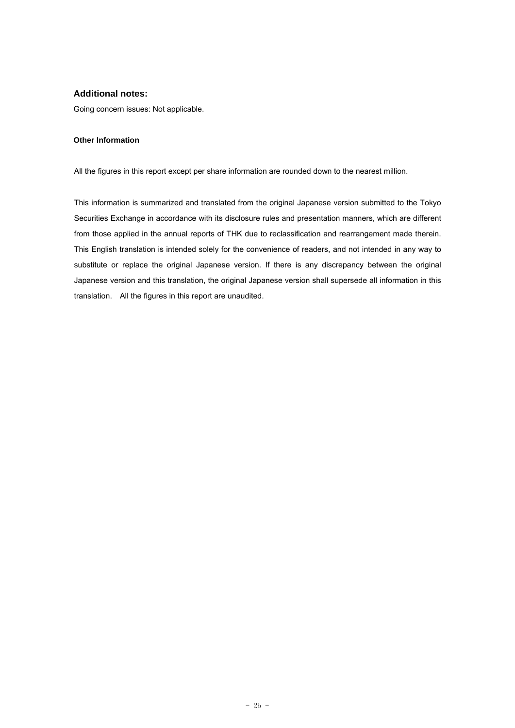## Additional notes:

Going concern issues: Not applicable.

### Other Information

All the figures in this report except per share information are rounded down to the nearest million.

This information is summarized and translated from the original Japanese version submitted to the Tokyo Securities Exchange in accordance with its disclosure rules and presentation manners, which are different from those applied in the annual reports of THK due to reclassification and rearrangement made therein. This English translation is intended solely for the convenience of readers, and not intended in any way to substitute or replace the original Japanese version. If there is any discrepancy between the original Japanese version and this translation, the original Japanese version shall supersede all information in this translation. All the figures in this report are unaudited.